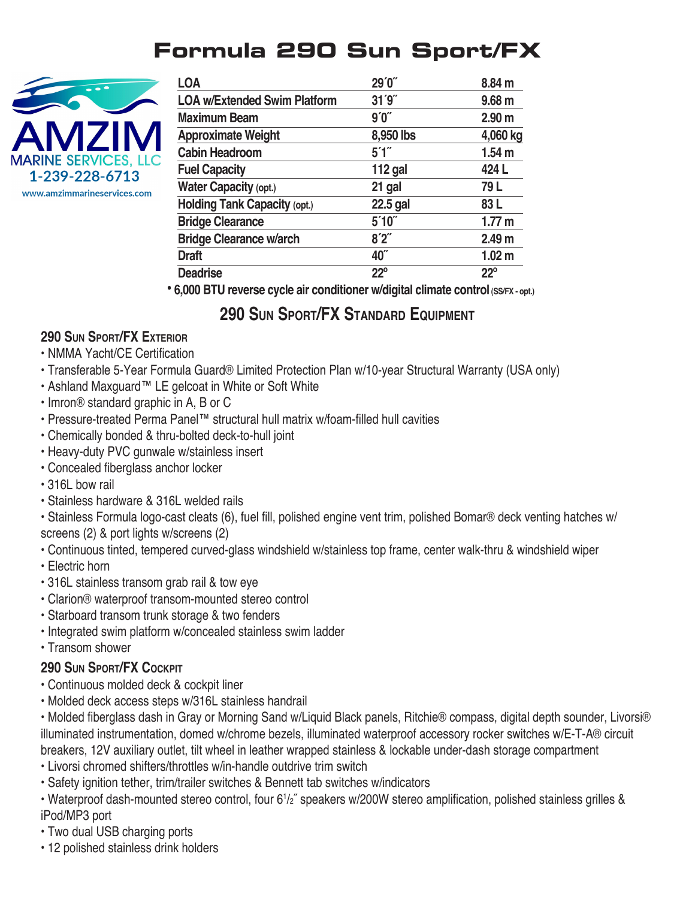# Formula 290 Sun Sport/FX

AMZIM
MARINE SERVICES, LLC
1-239-228-6713
www.amzimmarineservices.com

| | | |
|---|---|---|
| **LOA** | **29´0˝** | **8.84 m** |
| **LOA w/Extended Swim Platform** | **31´9˝** | **9.68 m** |
| **Maximum Beam** | **9´0˝** | **2.90 m** |
| **Approximate Weight** | **8,950 lbs** | **4,060 kg** |
| **Cabin Headroom** | **5´1˝** | **1.54 m** |
| **Fuel Capacity** | **112 gal** | **424 L** |
| **Water Capacity (opt.)** | **21 gal** | **79 L** |
| **Holding Tank Capacity (opt.)** | **22.5 gal** | **83 L** |
| **Bridge Clearance** | **5´10˝** | **1.77 m** |
| **Bridge Clearance w/arch** | **8´2˝** | **2.49 m** |
| **Draft** | **40˝** | **1.02 m** |
| **Deadrise** | **22º** | **22º** |

**• 6,000 BTU reverse cycle air conditioner w/digital climate control (SS/FX - opt.)**

## 290 Sun Sport/FX Standard Equipment

### 290 Sun Sport/FX Exterior

- NMMA Yacht/CE Certification
- Transferable 5-Year Formula Guard® Limited Protection Plan w/10-year Structural Warranty (USA only)
- Ashland Maxguard™ LE gelcoat in White or Soft White
- Imron® standard graphic in A, B or C
- Pressure-treated Perma Panel™ structural hull matrix w/foam-filled hull cavities
- Chemically bonded & thru-bolted deck-to-hull joint
- Heavy-duty PVC gunwale w/stainless insert
- Concealed fiberglass anchor locker
- 316L bow rail
- Stainless hardware & 316L welded rails
- Stainless Formula logo-cast cleats (6), fuel fill, polished engine vent trim, polished Bomar® deck venting hatches w/ screens (2) & port lights w/screens (2)
- Continuous tinted, tempered curved-glass windshield w/stainless top frame, center walk-thru & windshield wiper
- Electric horn
- 316L stainless transom grab rail & tow eye
- Clarion® waterproof transom-mounted stereo control
- Starboard transom trunk storage & two fenders
- Integrated swim platform w/concealed stainless swim ladder
- Transom shower

### 290 Sun Sport/FX Cockpit

- Continuous molded deck & cockpit liner
- Molded deck access steps w/316L stainless handrail
- Molded fiberglass dash in Gray or Morning Sand w/Liquid Black panels, Ritchie® compass, digital depth sounder, Livorsi® illuminated instrumentation, domed w/chrome bezels, illuminated waterproof accessory rocker switches w/E-T-A® circuit breakers, 12V auxiliary outlet, tilt wheel in leather wrapped stainless & lockable under-dash storage compartment
- Livorsi chromed shifters/throttles w/in-handle outdrive trim switch
- Safety ignition tether, trim/trailer switches & Bennett tab switches w/indicators
- Waterproof dash-mounted stereo control, four 6½˝ speakers w/200W stereo amplification, polished stainless grilles & iPod/MP3 port
- Two dual USB charging ports
- 12 polished stainless drink holders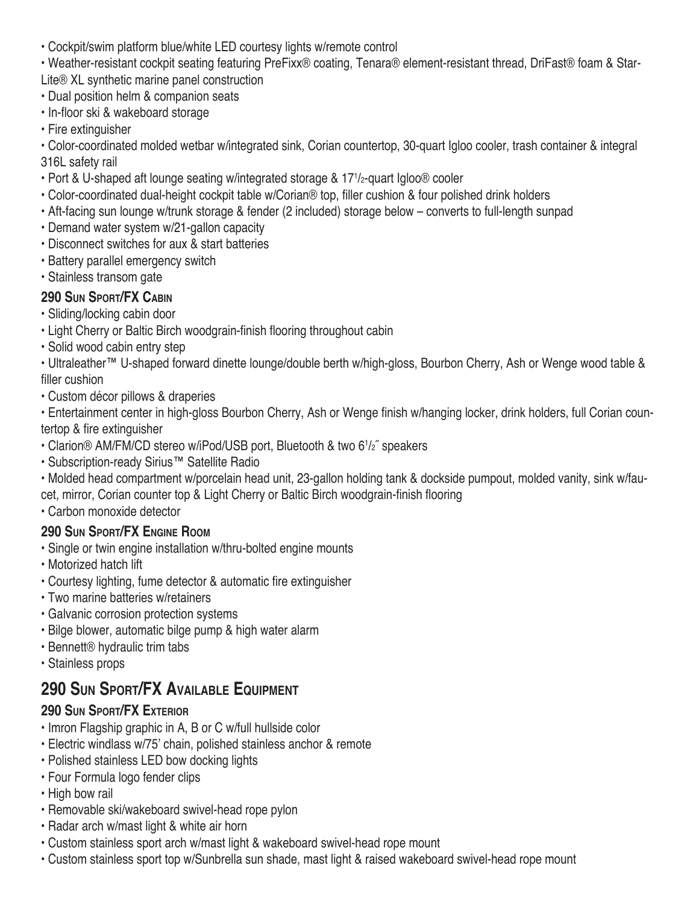- Cockpit/swim platform blue/white LED courtesy lights w/remote control
- Weather-resistant cockpit seating featuring PreFixx® coating, Tenara® element-resistant thread, DriFast® foam & Star-Lite® XL synthetic marine panel construction
- Dual position helm & companion seats
- In-floor ski & wakeboard storage
- Fire extinguisher
- Color-coordinated molded wetbar w/integrated sink, Corian countertop, 30-quart Igloo cooler, trash container & integral 316L safety rail
- Port & U-shaped aft lounge seating w/integrated storage & 17½-quart Igloo® cooler
- Color-coordinated dual-height cockpit table w/Corian® top, filler cushion & four polished drink holders
- Aft-facing sun lounge w/trunk storage & fender (2 included) storage below – converts to full-length sunpad
- Demand water system w/21-gallon capacity
- Disconnect switches for aux & start batteries
- Battery parallel emergency switch
- Stainless transom gate

#### 290 Sun Sport/FX Cabin

- Sliding/locking cabin door
- Light Cherry or Baltic Birch woodgrain-finish flooring throughout cabin
- Solid wood cabin entry step
- Ultraleather™ U-shaped forward dinette lounge/double berth w/high-gloss, Bourbon Cherry, Ash or Wenge wood table & filler cushion
- Custom décor pillows & draperies
- Entertainment center in high-gloss Bourbon Cherry, Ash or Wenge finish w/hanging locker, drink holders, full Corian countertop & fire extinguisher
- Clarion® AM/FM/CD stereo w/iPod/USB port, Bluetooth & two 6½˝ speakers
- Subscription-ready Sirius™ Satellite Radio
- Molded head compartment w/porcelain head unit, 23-gallon holding tank & dockside pumpout, molded vanity, sink w/faucet, mirror, Corian counter top & Light Cherry or Baltic Birch woodgrain-finish flooring
- Carbon monoxide detector

#### 290 Sun Sport/FX Engine Room

- Single or twin engine installation w/thru-bolted engine mounts
- Motorized hatch lift
- Courtesy lighting, fume detector & automatic fire extinguisher
- Two marine batteries w/retainers
- Galvanic corrosion protection systems
- Bilge blower, automatic bilge pump & high water alarm
- Bennett® hydraulic trim tabs
- Stainless props

### 290 Sun Sport/FX Available Equipment

#### 290 Sun Sport/FX Exterior

- Imron Flagship graphic in A, B or C w/full hullside color
- Electric windlass w/75' chain, polished stainless anchor & remote
- Polished stainless LED bow docking lights
- Four Formula logo fender clips
- High bow rail
- Removable ski/wakeboard swivel-head rope pylon
- Radar arch w/mast light & white air horn
- Custom stainless sport arch w/mast light & wakeboard swivel-head rope mount
- Custom stainless sport top w/Sunbrella sun shade, mast light & raised wakeboard swivel-head rope mount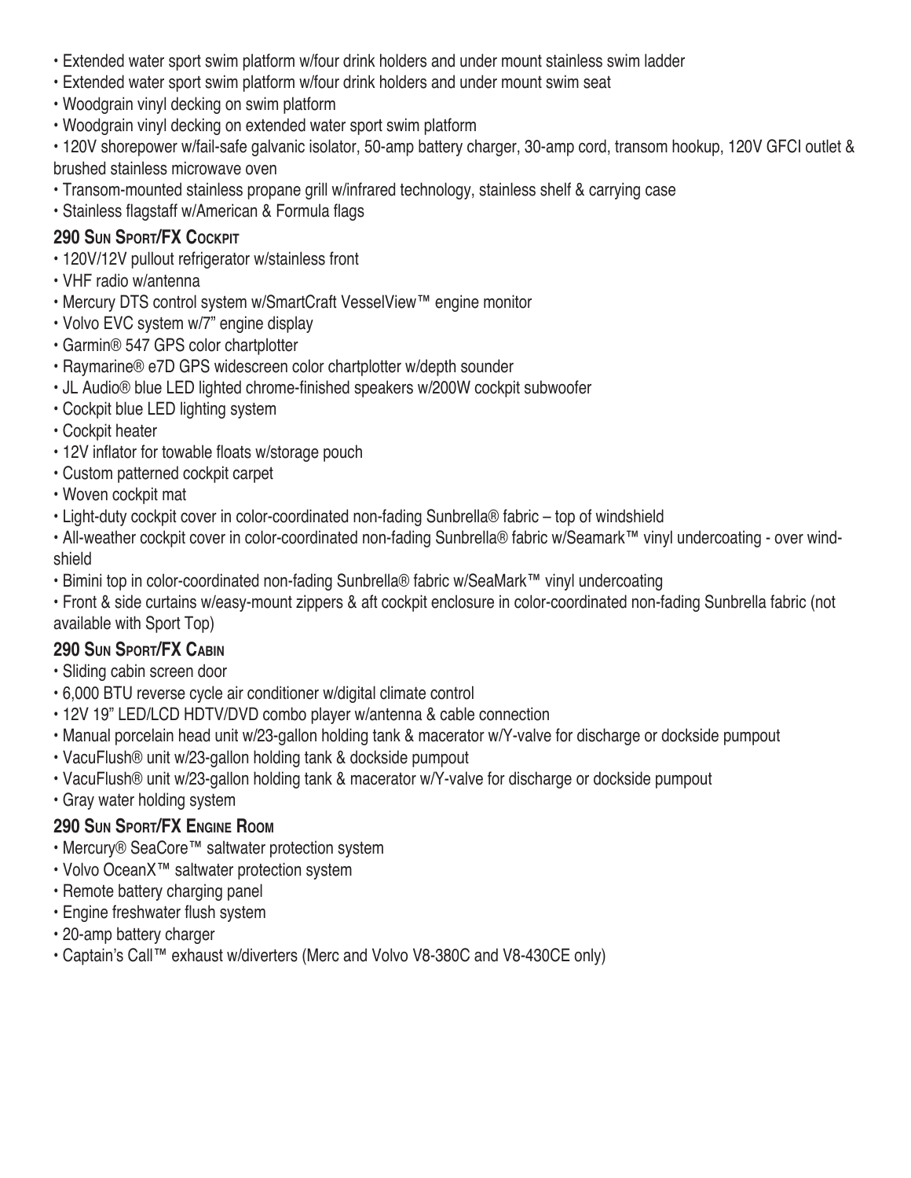- Extended water sport swim platform w/four drink holders and under mount stainless swim ladder
- Extended water sport swim platform w/four drink holders and under mount swim seat
- Woodgrain vinyl decking on swim platform
- Woodgrain vinyl decking on extended water sport swim platform
- 120V shorepower w/fail-safe galvanic isolator, 50-amp battery charger, 30-amp cord, transom hookup, 120V GFCI outlet & brushed stainless microwave oven
- Transom-mounted stainless propane grill w/infrared technology, stainless shelf & carrying case
- Stainless flagstaff w/American & Formula flags

### 290 Sun Sport/FX Cockpit

- 120V/12V pullout refrigerator w/stainless front
- VHF radio w/antenna
- Mercury DTS control system w/SmartCraft VesselView™ engine monitor
- Volvo EVC system w/7" engine display
- Garmin® 547 GPS color chartplotter
- Raymarine® e7D GPS widescreen color chartplotter w/depth sounder
- JL Audio® blue LED lighted chrome-finished speakers w/200W cockpit subwoofer
- Cockpit blue LED lighting system
- Cockpit heater
- 12V inflator for towable floats w/storage pouch
- Custom patterned cockpit carpet
- Woven cockpit mat
- Light-duty cockpit cover in color-coordinated non-fading Sunbrella® fabric – top of windshield
- All-weather cockpit cover in color-coordinated non-fading Sunbrella® fabric w/Seamark™ vinyl undercoating - over windshield
- Bimini top in color-coordinated non-fading Sunbrella® fabric w/SeaMark™ vinyl undercoating
- Front & side curtains w/easy-mount zippers & aft cockpit enclosure in color-coordinated non-fading Sunbrella fabric (not available with Sport Top)

### 290 Sun Sport/FX Cabin

- Sliding cabin screen door
- 6,000 BTU reverse cycle air conditioner w/digital climate control
- 12V 19" LED/LCD HDTV/DVD combo player w/antenna & cable connection
- Manual porcelain head unit w/23-gallon holding tank & macerator w/Y-valve for discharge or dockside pumpout
- VacuFlush® unit w/23-gallon holding tank & dockside pumpout
- VacuFlush® unit w/23-gallon holding tank & macerator w/Y-valve for discharge or dockside pumpout
- Gray water holding system

### 290 Sun Sport/FX Engine Room

- Mercury® SeaCore™ saltwater protection system
- Volvo OceanX™ saltwater protection system
- Remote battery charging panel
- Engine freshwater flush system
- 20-amp battery charger
- Captain's Call™ exhaust w/diverters (Merc and Volvo V8-380C and V8-430CE only)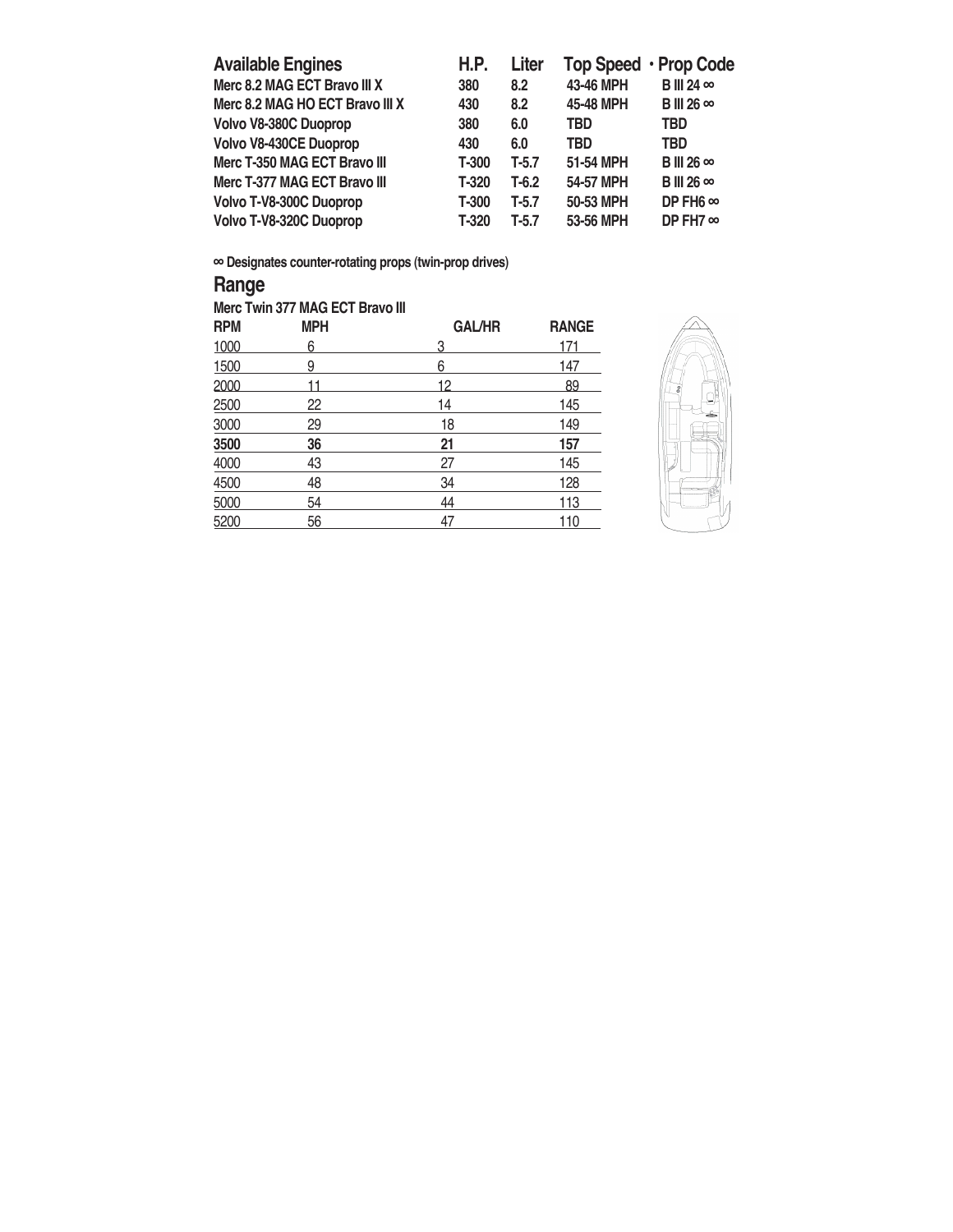| Available Engines | H.P. | Liter | Top Speed | • Prop Code |
|---|---|---|---|---|
| Merc 8.2 MAG ECT Bravo III X | 380 | 8.2 | 43-46 MPH | B III 24 ∞ |
| Merc 8.2 MAG HO ECT Bravo III X | 430 | 8.2 | 45-48 MPH | B III 26 ∞ |
| Volvo V8-380C Duoprop | 380 | 6.0 | TBD | TBD |
| Volvo V8-430CE Duoprop | 430 | 6.0 | TBD | TBD |
| Merc T-350 MAG ECT Bravo III | T-300 | T-5.7 | 51-54 MPH | B III 26 ∞ |
| Merc T-377 MAG ECT Bravo III | T-320 | T-6.2 | 54-57 MPH | B III 26 ∞ |
| Volvo T-V8-300C Duoprop | T-300 | T-5.7 | 50-53 MPH | DP FH6 ∞ |
| Volvo T-V8-320C Duoprop | T-320 | T-5.7 | 53-56 MPH | DP FH7 ∞ |

**∞ Designates counter-rotating props (twin-prop drives)**

## Range

**Merc Twin 377 MAG ECT Bravo III**

| RPM | MPH | GAL/HR | RANGE |
|---|---|---|---|
| 1000 | 6 | 3 | 171 |
| 1500 | 9 | 6 | 147 |
| 2000 | 11 | 12 | 89 |
| 2500 | 22 | 14 | 145 |
| 3000 | 29 | 18 | 149 |
| **3500** | **36** | **21** | **157** |
| 4000 | 43 | 27 | 145 |
| 4500 | 48 | 34 | 128 |
| 5000 | 54 | 44 | 113 |
| 5200 | 56 | 47 | 110 |